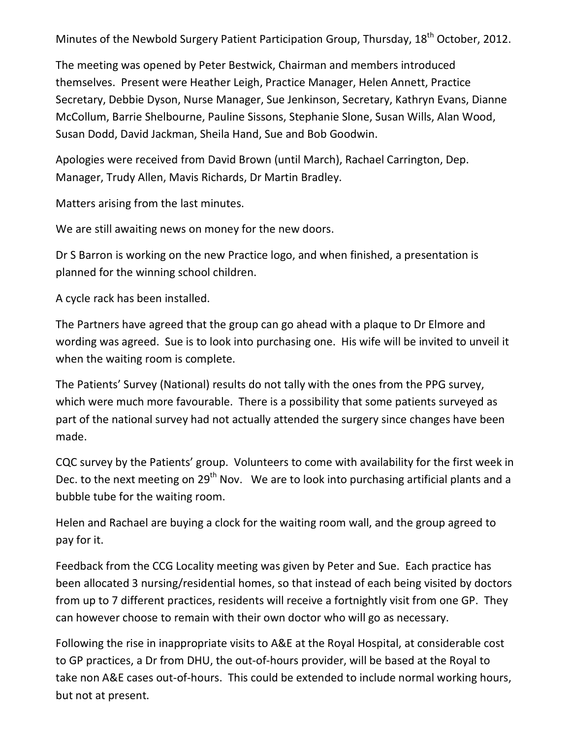Minutes of the Newbold Surgery Patient Participation Group, Thursday, 18th October, 2012.

The meeting was opened by Peter Bestwick, Chairman and members introduced themselves. Present were Heather Leigh, Practice Manager, Helen Annett, Practice Secretary, Debbie Dyson, Nurse Manager, Sue Jenkinson, Secretary, Kathryn Evans, Dianne McCollum, Barrie Shelbourne, Pauline Sissons, Stephanie Slone, Susan Wills, Alan Wood, Susan Dodd, David Jackman, Sheila Hand, Sue and Bob Goodwin.

Apologies were received from David Brown (until March), Rachael Carrington, Dep. Manager, Trudy Allen, Mavis Richards, Dr Martin Bradley.

Matters arising from the last minutes.

We are still awaiting news on money for the new doors.

Dr S Barron is working on the new Practice logo, and when finished, a presentation is planned for the winning school children.

A cycle rack has been installed.

The Partners have agreed that the group can go ahead with a plaque to Dr Elmore and wording was agreed. Sue is to look into purchasing one. His wife will be invited to unveil it when the waiting room is complete.

The Patients' Survey (National) results do not tally with the ones from the PPG survey, which were much more favourable. There is a possibility that some patients surveyed as part of the national survey had not actually attended the surgery since changes have been made.

CQC survey by the Patients' group. Volunteers to come with availability for the first week in Dec. to the next meeting on 29th Nov. We are to look into purchasing artificial plants and a bubble tube for the waiting room.

Helen and Rachael are buying a clock for the waiting room wall, and the group agreed to pay for it.

Feedback from the CCG Locality meeting was given by Peter and Sue. Each practice has been allocated 3 nursing/residential homes, so that instead of each being visited by doctors from up to 7 different practices, residents will receive a fortnightly visit from one GP. They can however choose to remain with their own doctor who will go as necessary.

Following the rise in inappropriate visits to A&E at the Royal Hospital, at considerable cost to GP practices, a Dr from DHU, the out-of-hours provider, will be based at the Royal to take non A&E cases out-of-hours. This could be extended to include normal working hours, but not at present.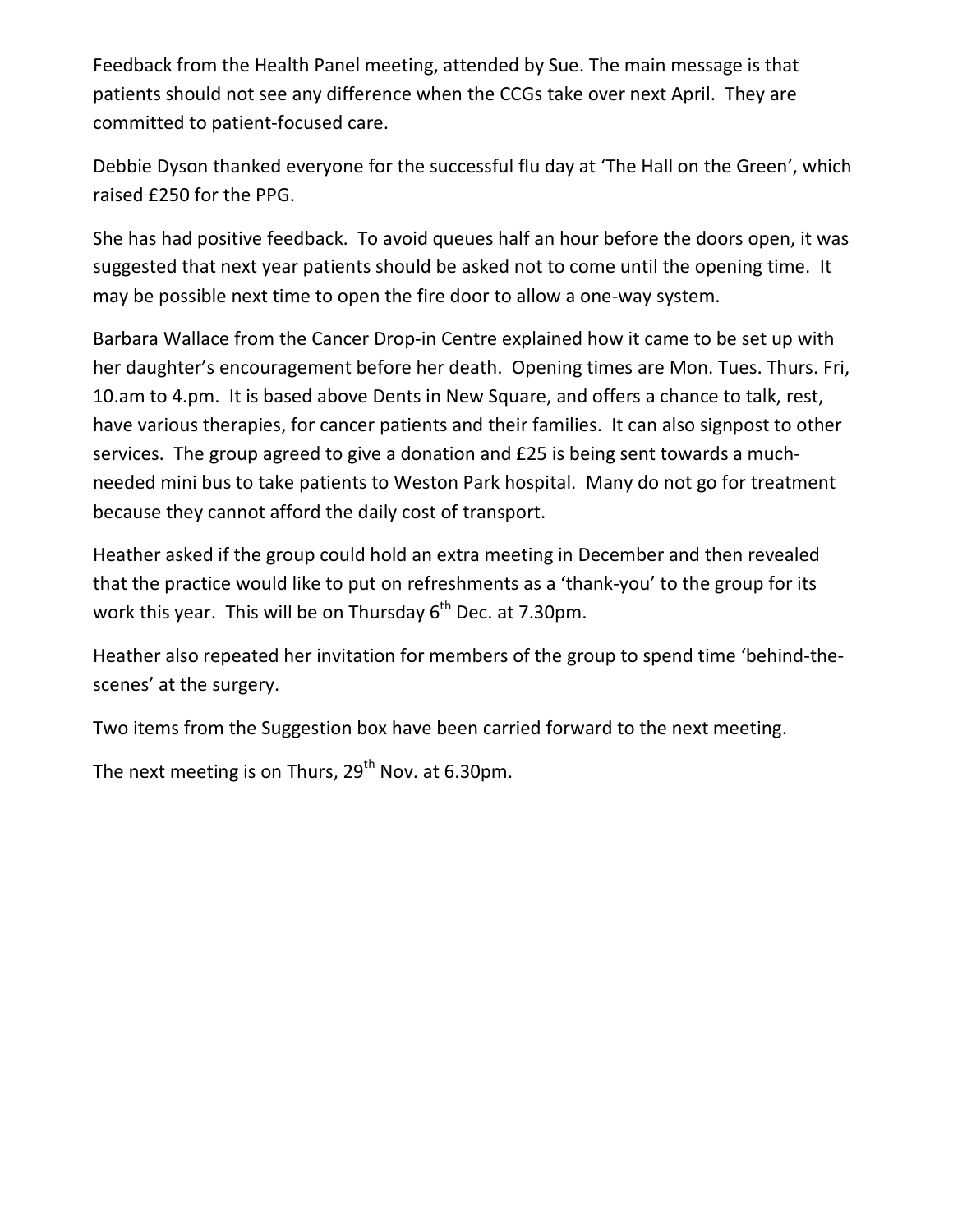Feedback from the Health Panel meeting, attended by Sue. The main message is that patients should not see any difference when the CCGs take over next April. They are committed to patient-focused care.

Debbie Dyson thanked everyone for the successful flu day at 'The Hall on the Green', which raised £250 for the PPG.

She has had positive feedback. To avoid queues half an hour before the doors open, it was suggested that next year patients should be asked not to come until the opening time. It may be possible next time to open the fire door to allow a one-way system.

Barbara Wallace from the Cancer Drop-in Centre explained how it came to be set up with her daughter's encouragement before her death. Opening times are Mon. Tues. Thurs. Fri, 10.am to 4.pm. It is based above Dents in New Square, and offers a chance to talk, rest, have various therapies, for cancer patients and their families. It can also signpost to other services. The group agreed to give a donation and £25 is being sent towards a much-needed mini bus to take patients to Weston Park hospital. Many do not go for treatment because they cannot afford the daily cost of transport.

Heather asked if the group could hold an extra meeting in December and then revealed that the practice would like to put on refreshments as a 'thank-you' to the group for its work this year. This will be on Thursday 6th Dec. at 7.30pm.

Heather also repeated her invitation for members of the group to spend time 'behind-the-scenes' at the surgery.

Two items from the Suggestion box have been carried forward to the next meeting.

The next meeting is on Thurs, 29th Nov. at 6.30pm.